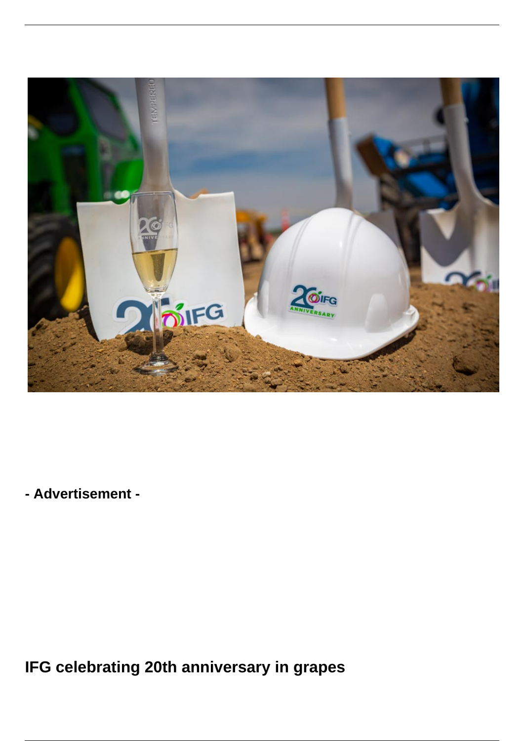**- Advertisement -**

## IFG celebrating 20th anniversary in grapes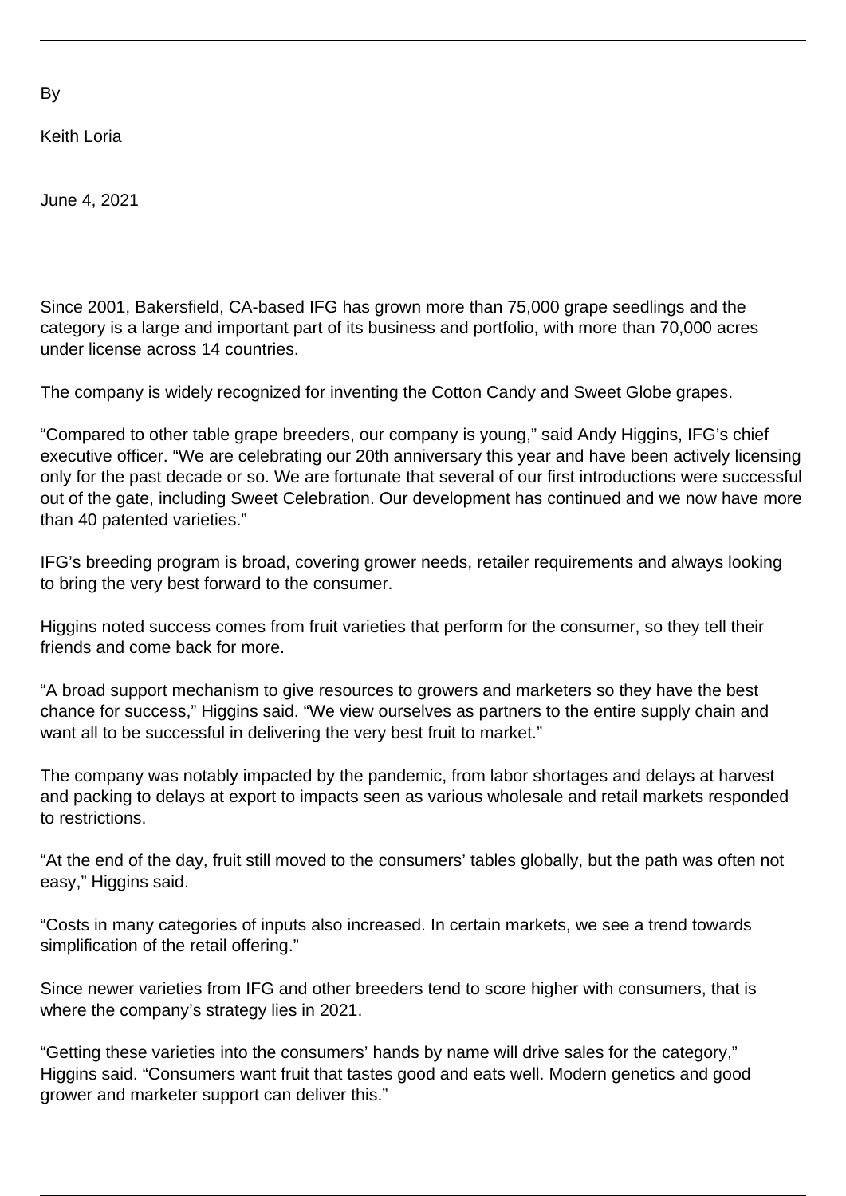By

Keith Loria

June 4, 2021

Since 2001, Bakersfield, CA-based IFG has grown more than 75,000 grape seedlings and the category is a large and important part of its business and portfolio, with more than 70,000 acres under license across 14 countries.

The company is widely recognized for inventing the Cotton Candy and Sweet Globe grapes.

"Compared to other table grape breeders, our company is young," said Andy Higgins, IFG's chief executive officer. "We are celebrating our 20th anniversary this year and have been actively licensing only for the past decade or so. We are fortunate that several of our first introductions were successful out of the gate, including Sweet Celebration. Our development has continued and we now have more than 40 patented varieties."

IFG's breeding program is broad, covering grower needs, retailer requirements and always looking to bring the very best forward to the consumer.

Higgins noted success comes from fruit varieties that perform for the consumer, so they tell their friends and come back for more.

"A broad support mechanism to give resources to growers and marketers so they have the best chance for success," Higgins said. "We view ourselves as partners to the entire supply chain and want all to be successful in delivering the very best fruit to market."

The company was notably impacted by the pandemic, from labor shortages and delays at harvest and packing to delays at export to impacts seen as various wholesale and retail markets responded to restrictions.

"At the end of the day, fruit still moved to the consumers' tables globally, but the path was often not easy," Higgins said.

"Costs in many categories of inputs also increased. In certain markets, we see a trend towards simplification of the retail offering."

Since newer varieties from IFG and other breeders tend to score higher with consumers, that is where the company's strategy lies in 2021.

"Getting these varieties into the consumers' hands by name will drive sales for the category," Higgins said. "Consumers want fruit that tastes good and eats well. Modern genetics and good grower and marketer support can deliver this."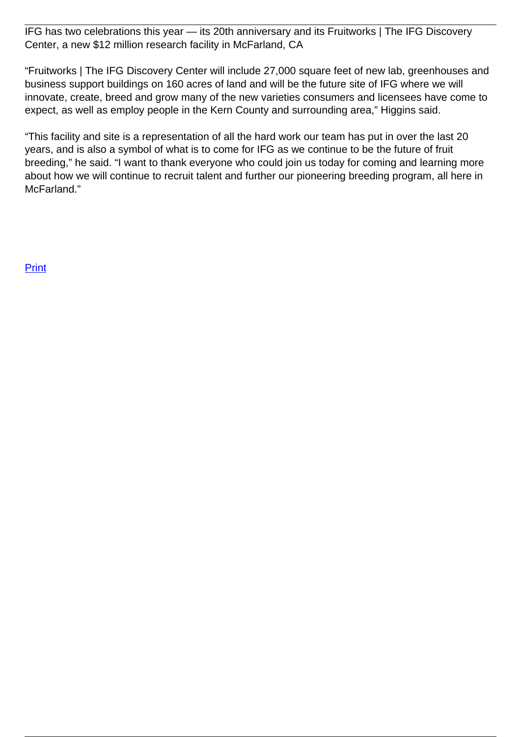IFG has two celebrations this year — its 20th anniversary and its Fruitworks | The IFG Discovery Center, a new $12 million research facility in McFarland, CA

“Fruitworks | The IFG Discovery Center will include 27,000 square feet of new lab, greenhouses and business support buildings on 160 acres of land and will be the future site of IFG where we will innovate, create, breed and grow many of the new varieties consumers and licensees have come to expect, as well as employ people in the Kern County and surrounding area,” Higgins said.

“This facility and site is a representation of all the hard work our team has put in over the last 20 years, and is also a symbol of what is to come for IFG as we continue to be the future of fruit breeding,” he said. “I want to thank everyone who could join us today for coming and learning more about how we will continue to recruit talent and further our pioneering breeding program, all here in McFarland.”

Print